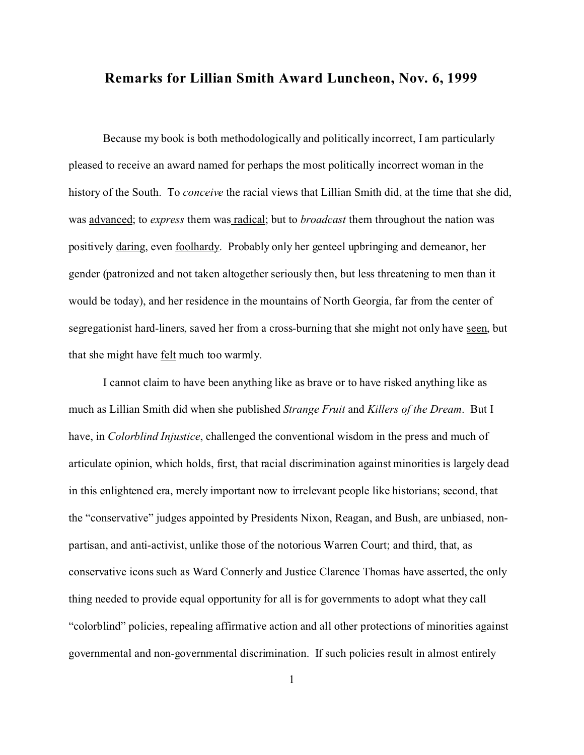# Remarks for Lillian Smith Award Luncheon, Nov. 6, 1999

Because my book is both methodologically and politically incorrect, I am particularly pleased to receive an award named for perhaps the most politically incorrect woman in the history of the South. To *conceive* the racial views that Lillian Smith did, at the time that she did, was <u>advanced</u>; to *express* them was <u>radical</u>; but to *broadcast* them throughout the nation was positively <u>daring</u>, even <u>foolhardy</u>. Probably only her genteel upbringing and demeanor, her gender (patronized and not taken altogether seriously then, but less threatening to men than it would be today), and her residence in the mountains of North Georgia, far from the center of segregationist hard-liners, saved her from a cross-burning that she might not only have <u>seen</u>, but that she might have <u>felt</u> much too warmly.

I cannot claim to have been anything like as brave or to have risked anything like as much as Lillian Smith did when she published *Strange Fruit* and *Killers of the Dream*. But I have, in *Colorblind Injustice*, challenged the conventional wisdom in the press and much of articulate opinion, which holds, first, that racial discrimination against minorities is largely dead in this enlightened era, merely important now to irrelevant people like historians; second, that the "conservative" judges appointed by Presidents Nixon, Reagan, and Bush, are unbiased, non-partisan, and anti-activist, unlike those of the notorious Warren Court; and third, that, as conservative icons such as Ward Connerly and Justice Clarence Thomas have asserted, the only thing needed to provide equal opportunity for all is for governments to adopt what they call "colorblind" policies, repealing affirmative action and all other protections of minorities against governmental and non-governmental discrimination. If such policies result in almost entirely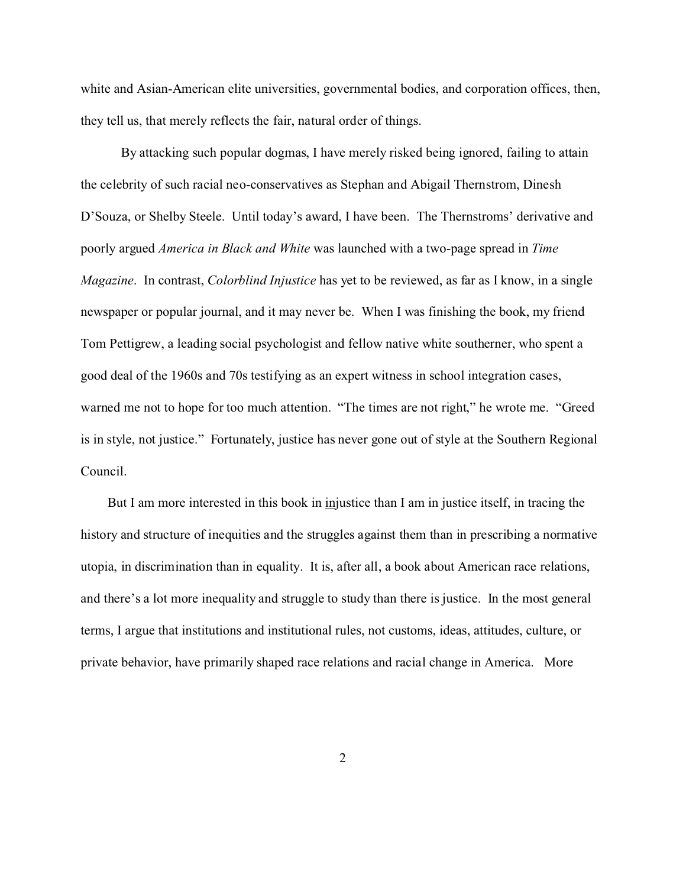white and Asian-American elite universities, governmental bodies, and corporation offices, then, they tell us, that merely reflects the fair, natural order of things.

By attacking such popular dogmas, I have merely risked being ignored, failing to attain the celebrity of such racial neo-conservatives as Stephan and Abigail Thernstrom, Dinesh D'Souza, or Shelby Steele. Until today's award, I have been. The Thernstroms' derivative and poorly argued *America in Black and White* was launched with a two-page spread in *Time Magazine*. In contrast, *Colorblind Injustice* has yet to be reviewed, as far as I know, in a single newspaper or popular journal, and it may never be. When I was finishing the book, my friend Tom Pettigrew, a leading social psychologist and fellow native white southerner, who spent a good deal of the 1960s and 70s testifying as an expert witness in school integration cases, warned me not to hope for too much attention. "The times are not right," he wrote me. "Greed is in style, not justice." Fortunately, justice has never gone out of style at the Southern Regional Council.

But I am more interested in this book in <u>in</u>justice than I am in justice itself, in tracing the history and structure of inequities and the struggles against them than in prescribing a normative utopia, in discrimination than in equality. It is, after all, a book about American race relations, and there's a lot more inequality and struggle to study than there is justice. In the most general terms, I argue that institutions and institutional rules, not customs, ideas, attitudes, culture, or private behavior, have primarily shaped race relations and racial change in America. More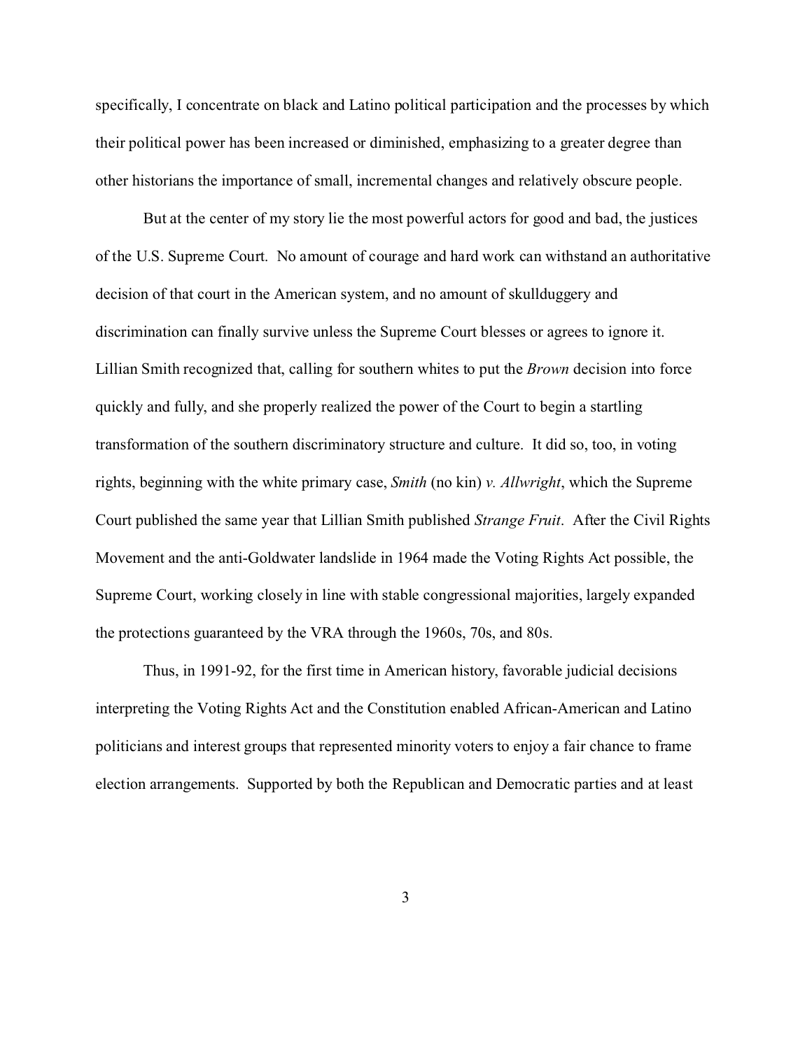specifically, I concentrate on black and Latino political participation and the processes by which their political power has been increased or diminished, emphasizing to a greater degree than other historians the importance of small, incremental changes and relatively obscure people.

But at the center of my story lie the most powerful actors for good and bad, the justices of the U.S. Supreme Court. No amount of courage and hard work can withstand an authoritative decision of that court in the American system, and no amount of skullduggery and discrimination can finally survive unless the Supreme Court blesses or agrees to ignore it. Lillian Smith recognized that, calling for southern whites to put the *Brown* decision into force quickly and fully, and she properly realized the power of the Court to begin a startling transformation of the southern discriminatory structure and culture. It did so, too, in voting rights, beginning with the white primary case, *Smith* (no kin) *v. Allwright*, which the Supreme Court published the same year that Lillian Smith published *Strange Fruit*. After the Civil Rights Movement and the anti-Goldwater landslide in 1964 made the Voting Rights Act possible, the Supreme Court, working closely in line with stable congressional majorities, largely expanded the protections guaranteed by the VRA through the 1960s, 70s, and 80s.

Thus, in 1991-92, for the first time in American history, favorable judicial decisions interpreting the Voting Rights Act and the Constitution enabled African-American and Latino politicians and interest groups that represented minority voters to enjoy a fair chance to frame election arrangements. Supported by both the Republican and Democratic parties and at least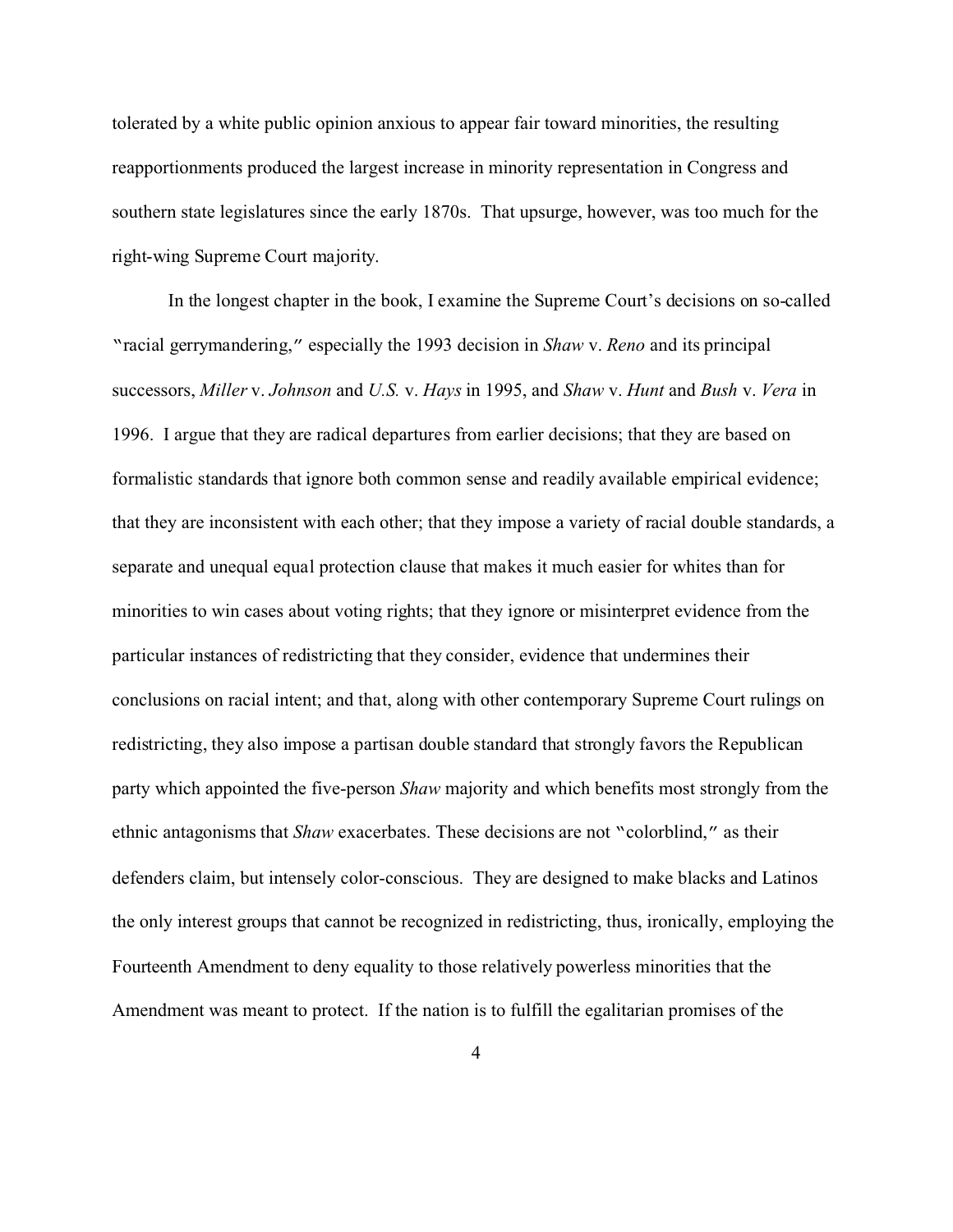tolerated by a white public opinion anxious to appear fair toward minorities, the resulting reapportionments produced the largest increase in minority representation in Congress and southern state legislatures since the early 1870s. That upsurge, however, was too much for the right-wing Supreme Court majority.

In the longest chapter in the book, I examine the Supreme Court's decisions on so-called "racial gerrymandering," especially the 1993 decision in *Shaw* v. *Reno* and its principal successors, *Miller* v. *Johnson* and *U.S.* v. *Hays* in 1995, and *Shaw* v. *Hunt* and *Bush* v. *Vera* in 1996. I argue that they are radical departures from earlier decisions; that they are based on formalistic standards that ignore both common sense and readily available empirical evidence; that they are inconsistent with each other; that they impose a variety of racial double standards, a separate and unequal equal protection clause that makes it much easier for whites than for minorities to win cases about voting rights; that they ignore or misinterpret evidence from the particular instances of redistricting that they consider, evidence that undermines their conclusions on racial intent; and that, along with other contemporary Supreme Court rulings on redistricting, they also impose a partisan double standard that strongly favors the Republican party which appointed the five-person *Shaw* majority and which benefits most strongly from the ethnic antagonisms that *Shaw* exacerbates. These decisions are not "colorblind," as their defenders claim, but intensely color-conscious. They are designed to make blacks and Latinos the only interest groups that cannot be recognized in redistricting, thus, ironically, employing the Fourteenth Amendment to deny equality to those relatively powerless minorities that the Amendment was meant to protect. If the nation is to fulfill the egalitarian promises of the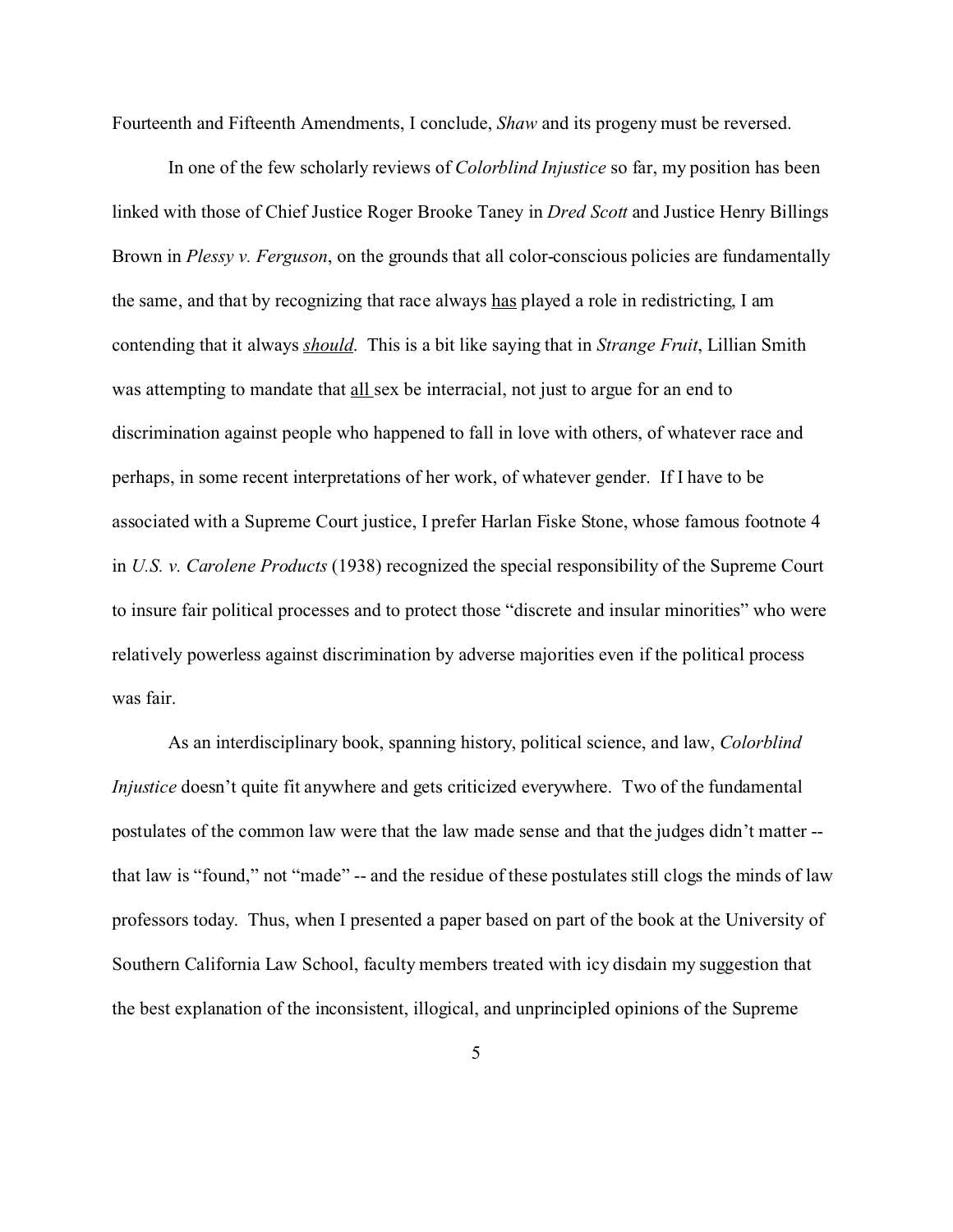Fourteenth and Fifteenth Amendments, I conclude, *Shaw* and its progeny must be reversed.

In one of the few scholarly reviews of *Colorblind Injustice* so far, my position has been linked with those of Chief Justice Roger Brooke Taney in *Dred Scott* and Justice Henry Billings Brown in *Plessy v. Ferguson*, on the grounds that all color-conscious policies are fundamentally the same, and that by recognizing that race always has played a role in redistricting, I am contending that it always ***should***. This is a bit like saying that in *Strange Fruit*, Lillian Smith was attempting to mandate that all sex be interracial, not just to argue for an end to discrimination against people who happened to fall in love with others, of whatever race and perhaps, in some recent interpretations of her work, of whatever gender. If I have to be associated with a Supreme Court justice, I prefer Harlan Fiske Stone, whose famous footnote 4 in *U.S. v. Carolene Products* (1938) recognized the special responsibility of the Supreme Court to insure fair political processes and to protect those "discrete and insular minorities" who were relatively powerless against discrimination by adverse majorities even if the political process was fair.

As an interdisciplinary book, spanning history, political science, and law, *Colorblind Injustice* doesn't quite fit anywhere and gets criticized everywhere. Two of the fundamental postulates of the common law were that the law made sense and that the judges didn't matter -- that law is "found," not "made" -- and the residue of these postulates still clogs the minds of law professors today. Thus, when I presented a paper based on part of the book at the University of Southern California Law School, faculty members treated with icy disdain my suggestion that the best explanation of the inconsistent, illogical, and unprincipled opinions of the Supreme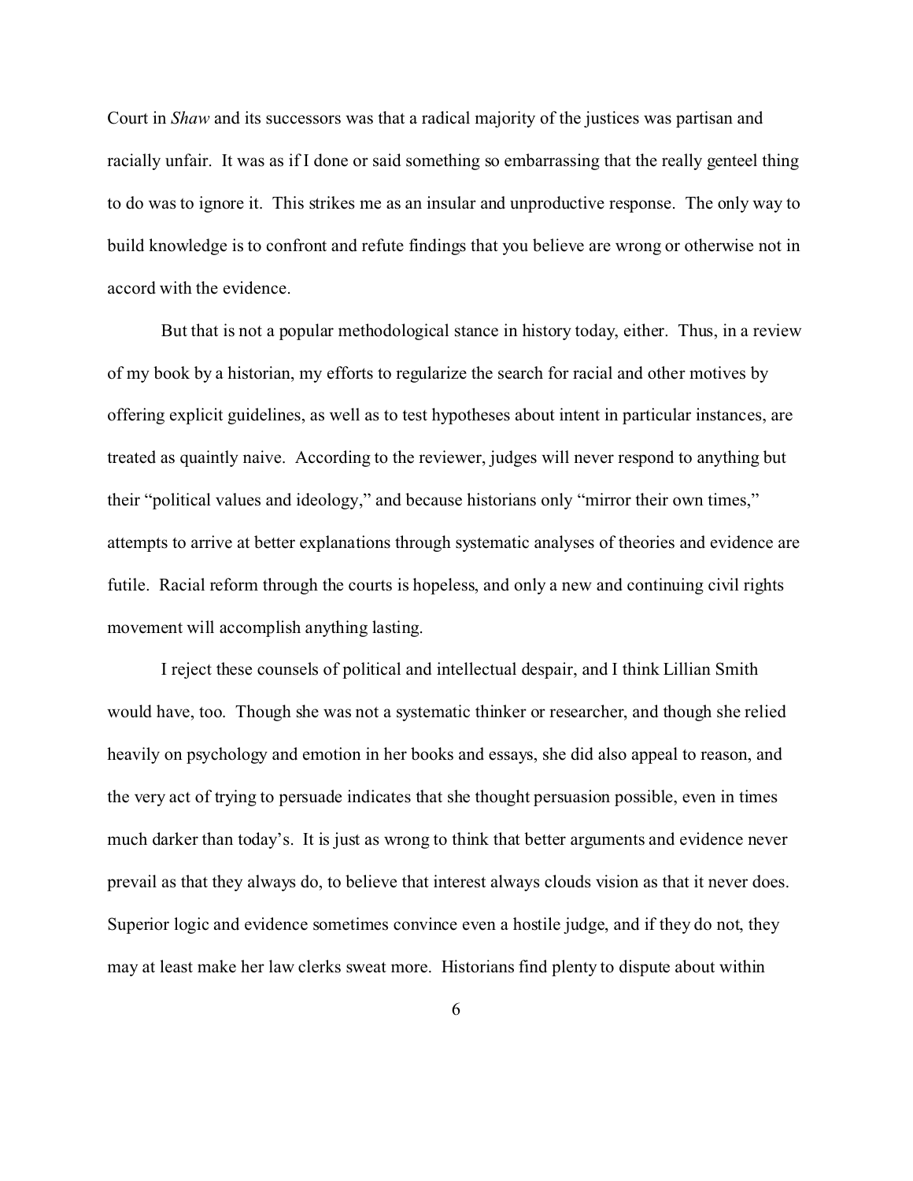Court in *Shaw* and its successors was that a radical majority of the justices was partisan and racially unfair. It was as if I done or said something so embarrassing that the really genteel thing to do was to ignore it. This strikes me as an insular and unproductive response. The only way to build knowledge is to confront and refute findings that you believe are wrong or otherwise not in accord with the evidence.

But that is not a popular methodological stance in history today, either. Thus, in a review of my book by a historian, my efforts to regularize the search for racial and other motives by offering explicit guidelines, as well as to test hypotheses about intent in particular instances, are treated as quaintly naive. According to the reviewer, judges will never respond to anything but their "political values and ideology," and because historians only "mirror their own times," attempts to arrive at better explanations through systematic analyses of theories and evidence are futile. Racial reform through the courts is hopeless, and only a new and continuing civil rights movement will accomplish anything lasting.

I reject these counsels of political and intellectual despair, and I think Lillian Smith would have, too. Though she was not a systematic thinker or researcher, and though she relied heavily on psychology and emotion in her books and essays, she did also appeal to reason, and the very act of trying to persuade indicates that she thought persuasion possible, even in times much darker than today's. It is just as wrong to think that better arguments and evidence never prevail as that they always do, to believe that interest always clouds vision as that it never does. Superior logic and evidence sometimes convince even a hostile judge, and if they do not, they may at least make her law clerks sweat more. Historians find plenty to dispute about within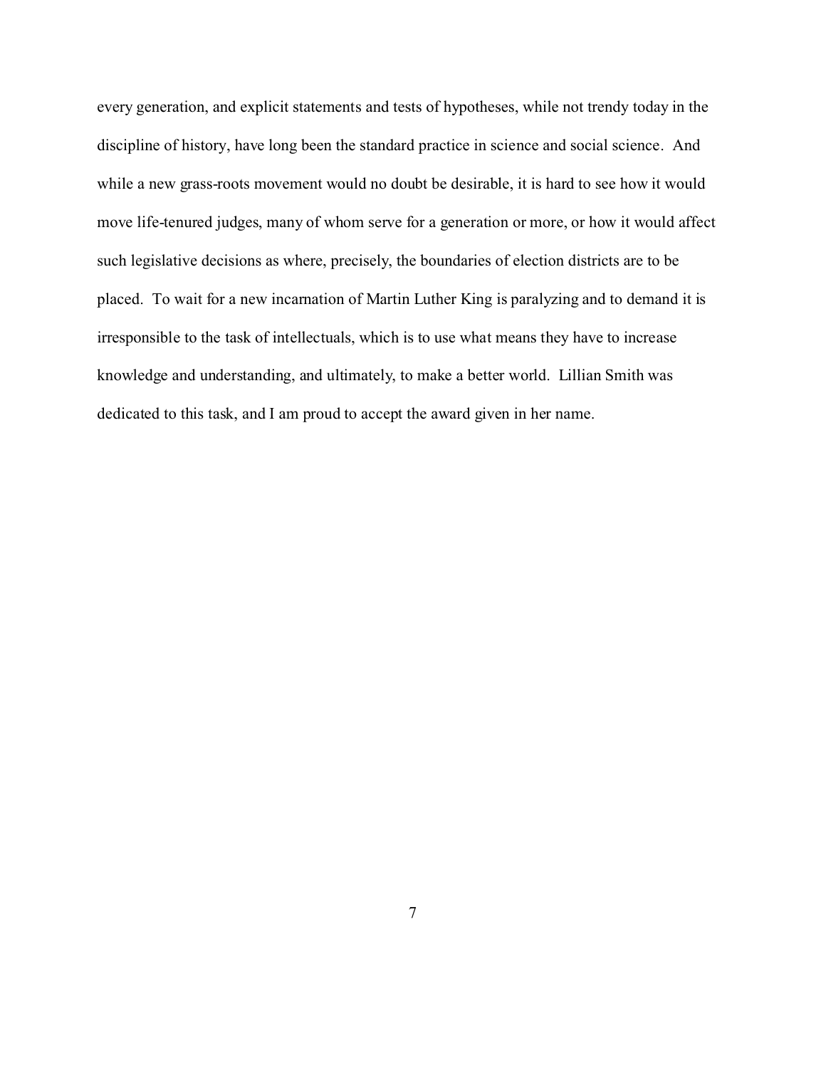every generation, and explicit statements and tests of hypotheses, while not trendy today in the discipline of history, have long been the standard practice in science and social science. And while a new grass-roots movement would no doubt be desirable, it is hard to see how it would move life-tenured judges, many of whom serve for a generation or more, or how it would affect such legislative decisions as where, precisely, the boundaries of election districts are to be placed. To wait for a new incarnation of Martin Luther King is paralyzing and to demand it is irresponsible to the task of intellectuals, which is to use what means they have to increase knowledge and understanding, and ultimately, to make a better world. Lillian Smith was dedicated to this task, and I am proud to accept the award given in her name.